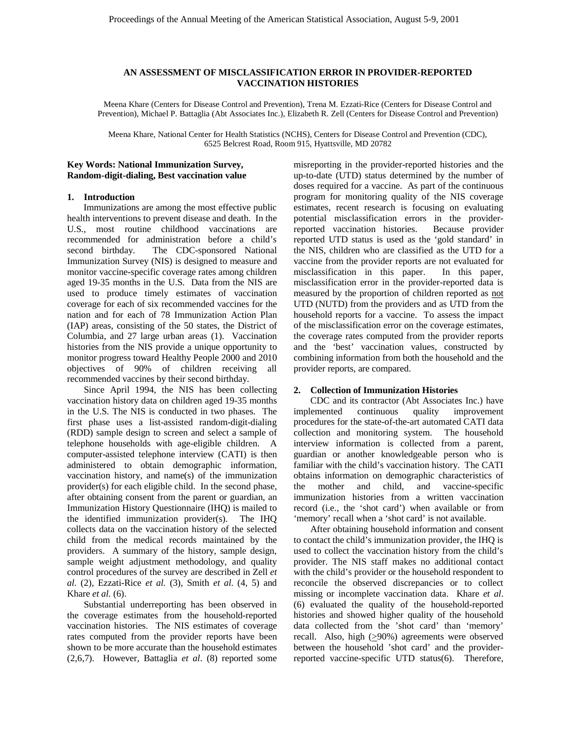# AN ASSESSMENT OF MISCLASSIFICATION ERROR IN PROVIDER-REPORTED VACCINATION HISTORIES

Meena Khare (Centers for Disease Control and Prevention), Trena M. Ezzati-Rice (Centers for Disease Control and Prevention), Michael P. Battaglia (Abt Associates Inc.), Elizabeth R. Zell (Centers for Disease Control and Prevention)

Meena Khare, National Center for Health Statistics (NCHS), Centers for Disease Control and Prevention (CDC), 6525 Belcrest Road, Room 915, Hyattsville, MD 20782

**Key Words: National Immunization Survey, Random-digit-dialing, Best vaccination value**

## 1. Introduction

Immunizations are among the most effective public health interventions to prevent disease and death. In the U.S., most routine childhood vaccinations are recommended for administration before a child's second birthday. The CDC-sponsored National Immunization Survey (NIS) is designed to measure and monitor vaccine-specific coverage rates among children aged 19-35 months in the U.S. Data from the NIS are used to produce timely estimates of vaccination coverage for each of six recommended vaccines for the nation and for each of 78 Immunization Action Plan (IAP) areas, consisting of the 50 states, the District of Columbia, and 27 large urban areas (1). Vaccination histories from the NIS provide a unique opportunity to monitor progress toward Healthy People 2000 and 2010 objectives of 90% of children receiving all recommended vaccines by their second birthday.

Since April 1994, the NIS has been collecting vaccination history data on children aged 19-35 months in the U.S. The NIS is conducted in two phases. The first phase uses a list-assisted random-digit-dialing (RDD) sample design to screen and select a sample of telephone households with age-eligible children. A computer-assisted telephone interview (CATI) is then administered to obtain demographic information, vaccination history, and name(s) of the immunization provider(s) for each eligible child. In the second phase, after obtaining consent from the parent or guardian, an Immunization History Questionnaire (IHQ) is mailed to the identified immunization provider(s). The IHQ collects data on the vaccination history of the selected child from the medical records maintained by the providers. A summary of the history, sample design, sample weight adjustment methodology, and quality control procedures of the survey are described in Zell *et al.* (2), Ezzati-Rice *et al.* (3), Smith *et al.* (4, 5) and Khare *et al.* (6).

Substantial underreporting has been observed in the coverage estimates from the household-reported vaccination histories. The NIS estimates of coverage rates computed from the provider reports have been shown to be more accurate than the household estimates (2,6,7). However, Battaglia *et al*. (8) reported some misreporting in the provider-reported histories and the up-to-date (UTD) status determined by the number of doses required for a vaccine. As part of the continuous program for monitoring quality of the NIS coverage estimates, recent research is focusing on evaluating potential misclassification errors in the provider-reported vaccination histories. Because provider reported UTD status is used as the 'gold standard' in the NIS, children who are classified as the UTD for a vaccine from the provider reports are not evaluated for misclassification in this paper. In this paper, misclassification error in the provider-reported data is measured by the proportion of children reported as <u>not</u> UTD (NUTD) from the providers and as UTD from the household reports for a vaccine. To assess the impact of the misclassification error on the coverage estimates, the coverage rates computed from the provider reports and the 'best' vaccination values, constructed by combining information from both the household and the provider reports, are compared.

## 2. Collection of Immunization Histories

CDC and its contractor (Abt Associates Inc.) have implemented continuous quality improvement procedures for the state-of-the-art automated CATI data collection and monitoring system. The household interview information is collected from a parent, guardian or another knowledgeable person who is familiar with the child's vaccination history. The CATI obtains information on demographic characteristics of the mother and child, and vaccine-specific immunization histories from a written vaccination record (i.e., the 'shot card') when available or from 'memory' recall when a 'shot card' is not available.

After obtaining household information and consent to contact the child's immunization provider, the IHQ is used to collect the vaccination history from the child's provider. The NIS staff makes no additional contact with the child's provider or the household respondent to reconcile the observed discrepancies or to collect missing or incomplete vaccination data. Khare *et al*. (6) evaluated the quality of the household-reported histories and showed higher quality of the household data collected from the 'shot card' than 'memory' recall. Also, high ($\geq$90%) agreements were observed between the household 'shot card' and the provider-reported vaccine-specific UTD status(6). Therefore,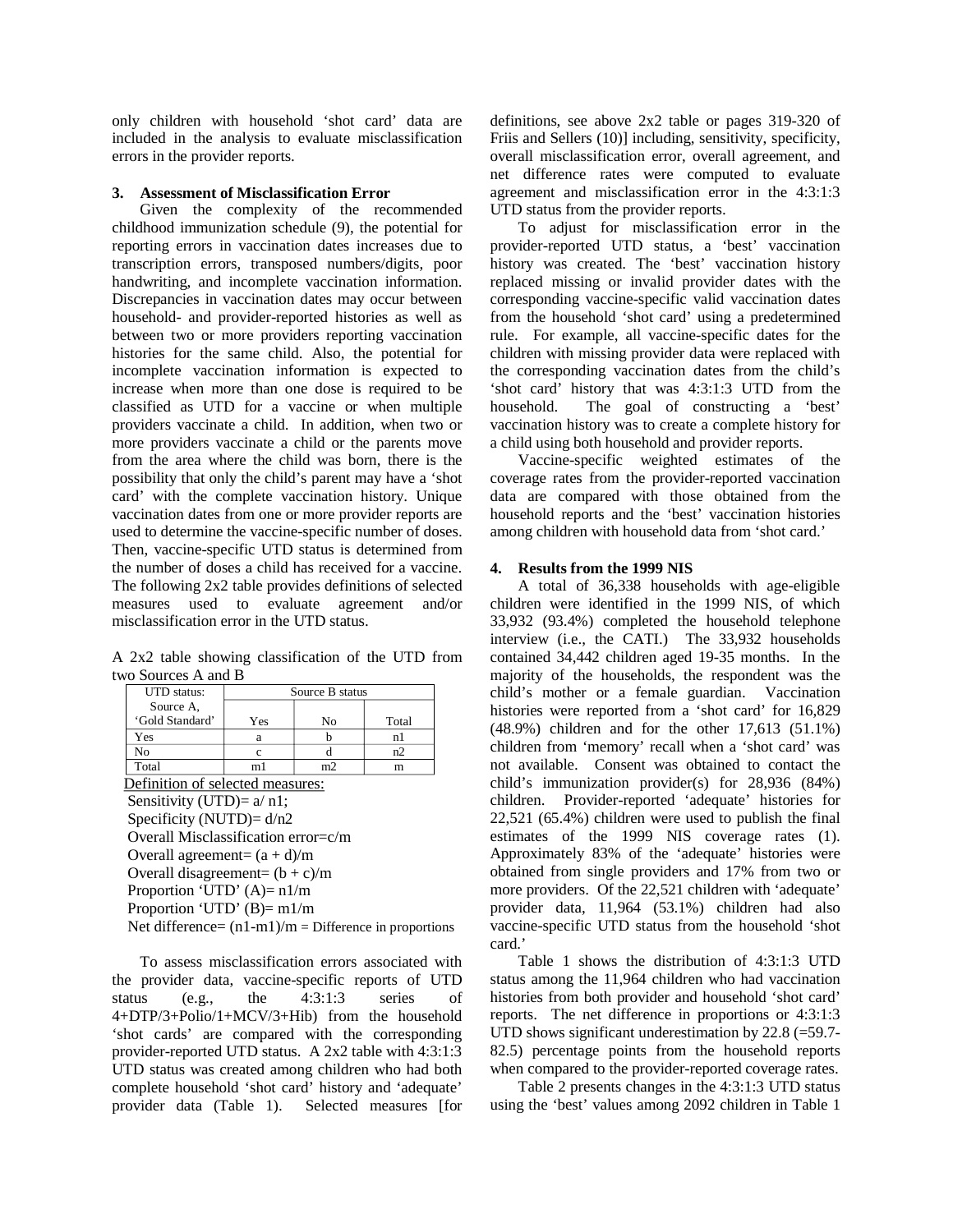only children with household 'shot card' data are included in the analysis to evaluate misclassification errors in the provider reports.

### 3. Assessment of Misclassification Error

Given the complexity of the recommended childhood immunization schedule (9), the potential for reporting errors in vaccination dates increases due to transcription errors, transposed numbers/digits, poor handwriting, and incomplete vaccination information. Discrepancies in vaccination dates may occur between household- and provider-reported histories as well as between two or more providers reporting vaccination histories for the same child. Also, the potential for incomplete vaccination information is expected to increase when more than one dose is required to be classified as UTD for a vaccine or when multiple providers vaccinate a child. In addition, when two or more providers vaccinate a child or the parents move from the area where the child was born, there is the possibility that only the child's parent may have a 'shot card' with the complete vaccination history. Unique vaccination dates from one or more provider reports are used to determine the vaccine-specific number of doses. Then, vaccine-specific UTD status is determined from the number of doses a child has received for a vaccine. The following 2x2 table provides definitions of selected measures used to evaluate agreement and/or misclassification error in the UTD status.

A 2x2 table showing classification of the UTD from two Sources A and B

| UTD status: Source A, 'Gold Standard' | Source B status | | |
|---|---|---|---|
| | Yes | No | Total |
| Yes | a | b | n1 |
| No | c | d | n2 |
| Total | m1 | m2 | m |

Definition of selected measures:

- Sensitivity (UTD)= a/ n1;
- Specificity (NUTD)= d/n2
- Overall Misclassification error=c/m
- Overall agreement= (a + d)/m
- Overall disagreement= (b + c)/m
- Proportion 'UTD' (A)= n1/m
- Proportion 'UTD' (B)= m1/m
- Net difference= (n1-m1)/m = Difference in proportions

To assess misclassification errors associated with the provider data, vaccine-specific reports of UTD status (e.g., the 4:3:1:3 series of 4+DTP/3+Polio/1+MCV/3+Hib) from the household 'shot cards' are compared with the corresponding provider-reported UTD status. A 2x2 table with 4:3:1:3 UTD status was created among children who had both complete household 'shot card' history and 'adequate' provider data (Table 1). Selected measures [for definitions, see above 2x2 table or pages 319-320 of Friis and Sellers (10)] including, sensitivity, specificity, overall misclassification error, overall agreement, and net difference rates were computed to evaluate agreement and misclassification error in the 4:3:1:3 UTD status from the provider reports.

To adjust for misclassification error in the provider-reported UTD status, a 'best' vaccination history was created. The 'best' vaccination history replaced missing or invalid provider dates with the corresponding vaccine-specific valid vaccination dates from the household 'shot card' using a predetermined rule. For example, all vaccine-specific dates for the children with missing provider data were replaced with the corresponding vaccination dates from the child's 'shot card' history that was 4:3:1:3 UTD from the household. The goal of constructing a 'best' vaccination history was to create a complete history for a child using both household and provider reports.

Vaccine-specific weighted estimates of the coverage rates from the provider-reported vaccination data are compared with those obtained from the household reports and the 'best' vaccination histories among children with household data from 'shot card.'

### 4. Results from the 1999 NIS

A total of 36,338 households with age-eligible children were identified in the 1999 NIS, of which 33,932 (93.4%) completed the household telephone interview (i.e., the CATI.) The 33,932 households contained 34,442 children aged 19-35 months. In the majority of the households, the respondent was the child's mother or a female guardian. Vaccination histories were reported from a 'shot card' for 16,829 (48.9%) children and for the other 17,613 (51.1%) children from 'memory' recall when a 'shot card' was not available. Consent was obtained to contact the child's immunization provider(s) for 28,936 (84%) children. Provider-reported 'adequate' histories for 22,521 (65.4%) children were used to publish the final estimates of the 1999 NIS coverage rates (1). Approximately 83% of the 'adequate' histories were obtained from single providers and 17% from two or more providers. Of the 22,521 children with 'adequate' provider data, 11,964 (53.1%) children had also vaccine-specific UTD status from the household 'shot card.'

Table 1 shows the distribution of 4:3:1:3 UTD status among the 11,964 children who had vaccination histories from both provider and household 'shot card' reports. The net difference in proportions or 4:3:1:3 UTD shows significant underestimation by 22.8 (=59.7-82.5) percentage points from the household reports when compared to the provider-reported coverage rates.

Table 2 presents changes in the 4:3:1:3 UTD status using the 'best' values among 2092 children in Table 1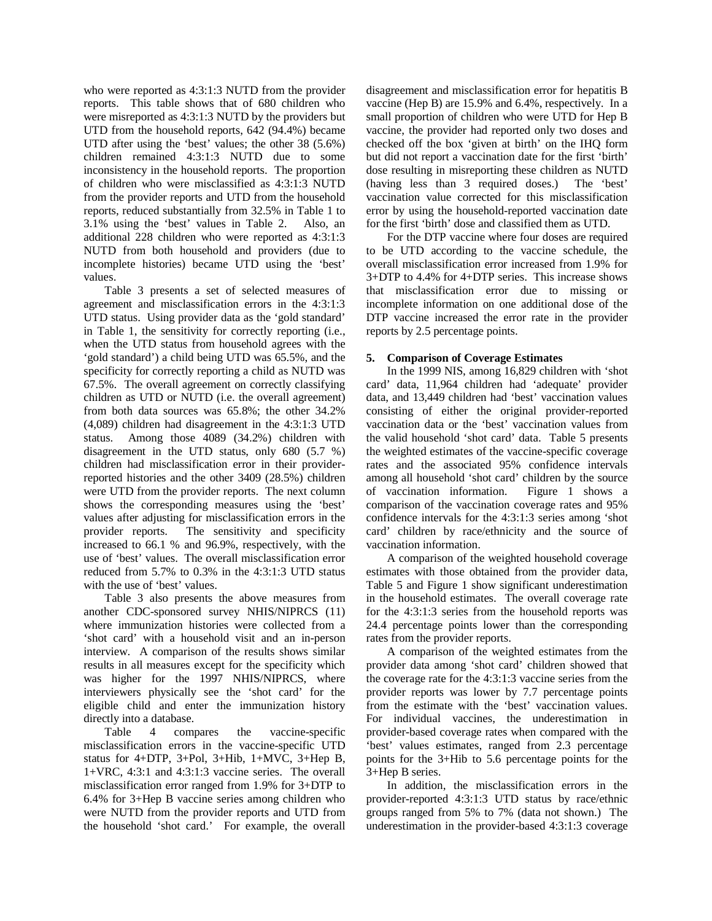who were reported as 4:3:1:3 NUTD from the provider reports. This table shows that of 680 children who were misreported as 4:3:1:3 NUTD by the providers but UTD from the household reports, 642 (94.4%) became UTD after using the 'best' values; the other 38 (5.6%) children remained 4:3:1:3 NUTD due to some inconsistency in the household reports. The proportion of children who were misclassified as 4:3:1:3 NUTD from the provider reports and UTD from the household reports, reduced substantially from 32.5% in Table 1 to 3.1% using the 'best' values in Table 2. Also, an additional 228 children who were reported as 4:3:1:3 NUTD from both household and providers (due to incomplete histories) became UTD using the 'best' values.

Table 3 presents a set of selected measures of agreement and misclassification errors in the 4:3:1:3 UTD status. Using provider data as the 'gold standard' in Table 1, the sensitivity for correctly reporting (i.e., when the UTD status from household agrees with the 'gold standard') a child being UTD was 65.5%, and the specificity for correctly reporting a child as NUTD was 67.5%. The overall agreement on correctly classifying children as UTD or NUTD (i.e. the overall agreement) from both data sources was 65.8%; the other 34.2% (4,089) children had disagreement in the 4:3:1:3 UTD status. Among those 4089 (34.2%) children with disagreement in the UTD status, only 680 (5.7 %) children had misclassification error in their provider-reported histories and the other 3409 (28.5%) children were UTD from the provider reports. The next column shows the corresponding measures using the 'best' values after adjusting for misclassification errors in the provider reports. The sensitivity and specificity increased to 66.1 % and 96.9%, respectively, with the use of 'best' values. The overall misclassification error reduced from 5.7% to 0.3% in the 4:3:1:3 UTD status with the use of 'best' values.

Table 3 also presents the above measures from another CDC-sponsored survey NHIS/NIPRCS (11) where immunization histories were collected from a 'shot card' with a household visit and an in-person interview. A comparison of the results shows similar results in all measures except for the specificity which was higher for the 1997 NHIS/NIPRCS, where interviewers physically see the 'shot card' for the eligible child and enter the immunization history directly into a database.

Table 4 compares the vaccine-specific misclassification errors in the vaccine-specific UTD status for 4+DTP, 3+Pol, 3+Hib, 1+MVC, 3+Hep B, 1+VRC, 4:3:1 and 4:3:1:3 vaccine series. The overall misclassification error ranged from 1.9% for 3+DTP to 6.4% for 3+Hep B vaccine series among children who were NUTD from the provider reports and UTD from the household 'shot card.' For example, the overall disagreement and misclassification error for hepatitis B vaccine (Hep B) are 15.9% and 6.4%, respectively. In a small proportion of children who were UTD for Hep B vaccine, the provider had reported only two doses and checked off the box 'given at birth' on the IHQ form but did not report a vaccination date for the first 'birth' dose resulting in misreporting these children as NUTD (having less than 3 required doses.) The 'best' vaccination value corrected for this misclassification error by using the household-reported vaccination date for the first 'birth' dose and classified them as UTD.

For the DTP vaccine where four doses are required to be UTD according to the vaccine schedule, the overall misclassification error increased from 1.9% for 3+DTP to 4.4% for 4+DTP series. This increase shows that misclassification error due to missing or incomplete information on one additional dose of the DTP vaccine increased the error rate in the provider reports by 2.5 percentage points.

## 5. Comparison of Coverage Estimates

In the 1999 NIS, among 16,829 children with 'shot card' data, 11,964 children had 'adequate' provider data, and 13,449 children had 'best' vaccination values consisting of either the original provider-reported vaccination data or the 'best' vaccination values from the valid household 'shot card' data. Table 5 presents the weighted estimates of the vaccine-specific coverage rates and the associated 95% confidence intervals among all household 'shot card' children by the source of vaccination information. Figure 1 shows a comparison of the vaccination coverage rates and 95% confidence intervals for the 4:3:1:3 series among 'shot card' children by race/ethnicity and the source of vaccination information.

A comparison of the weighted household coverage estimates with those obtained from the provider data, Table 5 and Figure 1 show significant underestimation in the household estimates. The overall coverage rate for the 4:3:1:3 series from the household reports was 24.4 percentage points lower than the corresponding rates from the provider reports.

A comparison of the weighted estimates from the provider data among 'shot card' children showed that the coverage rate for the 4:3:1:3 vaccine series from the provider reports was lower by 7.7 percentage points from the estimate with the 'best' vaccination values. For individual vaccines, the underestimation in provider-based coverage rates when compared with the 'best' values estimates, ranged from 2.3 percentage points for the 3+Hib to 5.6 percentage points for the 3+Hep B series.

In addition, the misclassification errors in the provider-reported 4:3:1:3 UTD status by race/ethnic groups ranged from 5% to 7% (data not shown.) The underestimation in the provider-based 4:3:1:3 coverage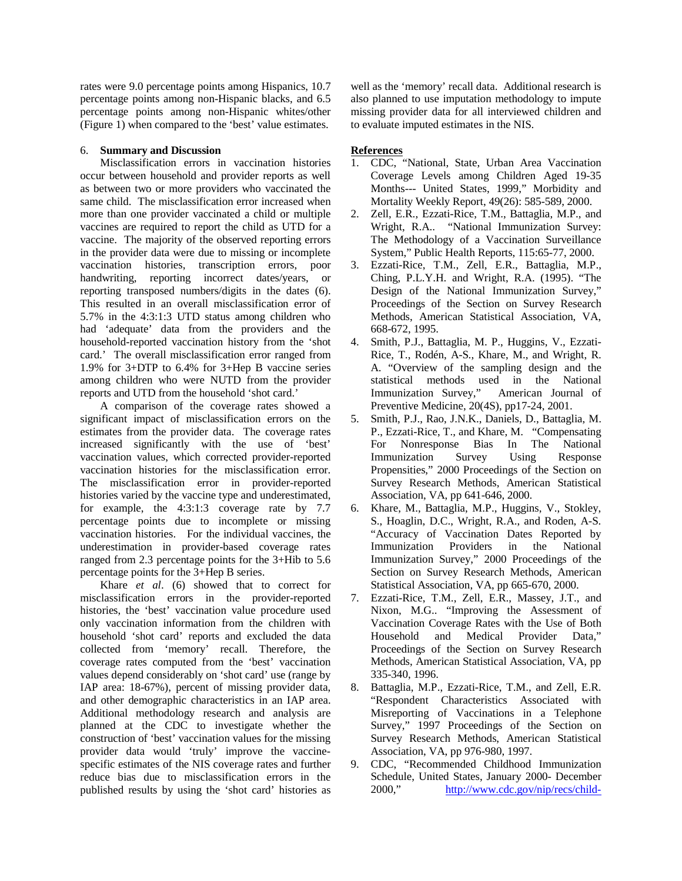rates were 9.0 percentage points among Hispanics, 10.7 percentage points among non-Hispanic blacks, and 6.5 percentage points among non-Hispanic whites/other (Figure 1) when compared to the 'best' value estimates.

## 6. Summary and Discussion

Misclassification errors in vaccination histories occur between household and provider reports as well as between two or more providers who vaccinated the same child. The misclassification error increased when more than one provider vaccinated a child or multiple vaccines are required to report the child as UTD for a vaccine. The majority of the observed reporting errors in the provider data were due to missing or incomplete vaccination histories, transcription errors, poor handwriting, reporting incorrect dates/years, or reporting transposed numbers/digits in the dates (6). This resulted in an overall misclassification error of 5.7% in the 4:3:1:3 UTD status among children who had 'adequate' data from the providers and the household-reported vaccination history from the 'shot card.' The overall misclassification error ranged from 1.9% for 3+DTP to 6.4% for 3+Hep B vaccine series among children who were NUTD from the provider reports and UTD from the household 'shot card.'

A comparison of the coverage rates showed a significant impact of misclassification errors on the estimates from the provider data. The coverage rates increased significantly with the use of 'best' vaccination values, which corrected provider-reported vaccination histories for the misclassification error. The misclassification error in provider-reported histories varied by the vaccine type and underestimated, for example, the 4:3:1:3 coverage rate by 7.7 percentage points due to incomplete or missing vaccination histories. For the individual vaccines, the underestimation in provider-based coverage rates ranged from 2.3 percentage points for the 3+Hib to 5.6 percentage points for the 3+Hep B series.

Khare *et al*. (6) showed that to correct for misclassification errors in the provider-reported histories, the 'best' vaccination value procedure used only vaccination information from the children with household 'shot card' reports and excluded the data collected from 'memory' recall. Therefore, the coverage rates computed from the 'best' vaccination values depend considerably on 'shot card' use (range by IAP area: 18-67%), percent of missing provider data, and other demographic characteristics in an IAP area. Additional methodology research and analysis are planned at the CDC to investigate whether the construction of 'best' vaccination values for the missing provider data would 'truly' improve the vaccine-specific estimates of the NIS coverage rates and further reduce bias due to misclassification errors in the published results by using the 'shot card' histories as well as the 'memory' recall data. Additional research is also planned to use imputation methodology to impute missing provider data for all interviewed children and to evaluate imputed estimates in the NIS.

## References

1. CDC, "National, State, Urban Area Vaccination Coverage Levels among Children Aged 19-35 Months--- United States, 1999," Morbidity and Mortality Weekly Report, 49(26): 585-589, 2000.
2. Zell, E.R., Ezzati-Rice, T.M., Battaglia, M.P., and Wright, R.A.. "National Immunization Survey: The Methodology of a Vaccination Surveillance System," Public Health Reports, 115:65-77, 2000.
3. Ezzati-Rice, T.M., Zell, E.R., Battaglia, M.P., Ching, P.L.Y.H. and Wright, R.A. (1995). "The Design of the National Immunization Survey," Proceedings of the Section on Survey Research Methods, American Statistical Association, VA, 668-672, 1995.
4. Smith, P.J., Battaglia, M. P., Huggins, V., Ezzati-Rice, T., Rodén, A-S., Khare, M., and Wright, R. A. "Overview of the sampling design and the statistical methods used in the National Immunization Survey," American Journal of Preventive Medicine, 20(4S), pp17-24, 2001.
5. Smith, P.J., Rao, J.N.K., Daniels, D., Battaglia, M. P., Ezzati-Rice, T., and Khare, M. "Compensating For Nonresponse Bias In The National Immunization Survey Using Response Propensities," 2000 Proceedings of the Section on Survey Research Methods, American Statistical Association, VA, pp 641-646, 2000.
6. Khare, M., Battaglia, M.P., Huggins, V., Stokley, S., Hoaglin, D.C., Wright, R.A., and Roden, A-S. "Accuracy of Vaccination Dates Reported by Immunization Providers in the National Immunization Survey," 2000 Proceedings of the Section on Survey Research Methods, American Statistical Association, VA, pp 665-670, 2000.
7. Ezzati-Rice, T.M., Zell, E.R., Massey, J.T., and Nixon, M.G.. "Improving the Assessment of Vaccination Coverage Rates with the Use of Both Household and Medical Provider Data," Proceedings of the Section on Survey Research Methods, American Statistical Association, VA, pp 335-340, 1996.
8. Battaglia, M.P., Ezzati-Rice, T.M., and Zell, E.R. "Respondent Characteristics Associated with Misreporting of Vaccinations in a Telephone Survey," 1997 Proceedings of the Section on Survey Research Methods, American Statistical Association, VA, pp 976-980, 1997.
9. CDC, "Recommended Childhood Immunization Schedule, United States, January 2000- December 2000," http://www.cdc.gov/nip/recs/child-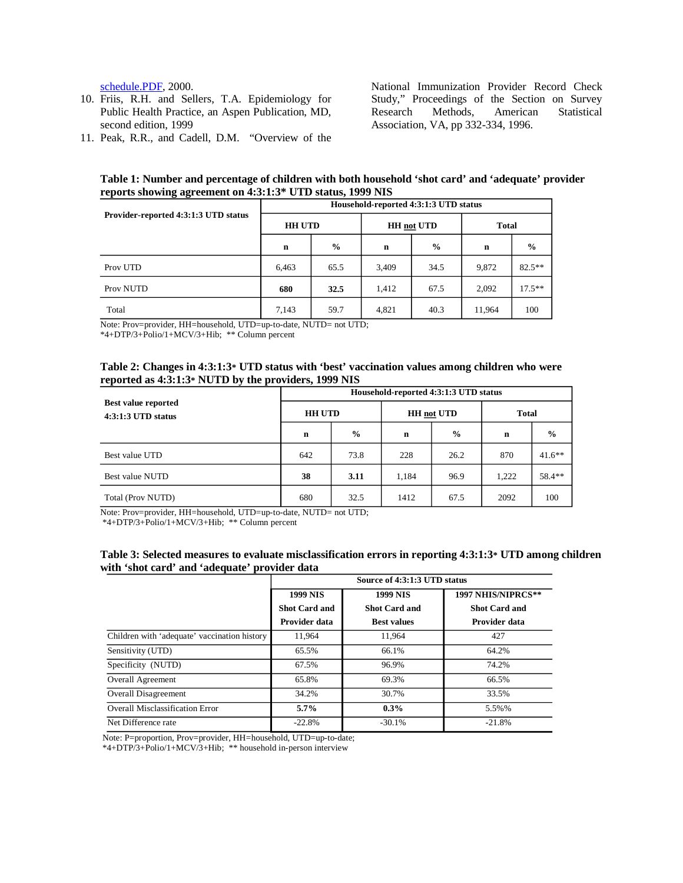schedule.PDF, 2000.

10. Friis, R.H. and Sellers, T.A. Epidemiology for Public Health Practice, an Aspen Publication, MD, second edition, 1999
11. Peak, R.R., and Cadell, D.M. "Overview of the National Immunization Provider Record Check Study," Proceedings of the Section on Survey Research Methods, American Statistical Association, VA, pp 332-334, 1996.

**Table 1: Number and percentage of children with both household 'shot card' and 'adequate' provider reports showing agreement on 4:3:1:3* UTD status, 1999 NIS**

| Provider-reported 4:3:1:3 UTD status | Household-reported 4:3:1:3 UTD status | | | | | |
|---|---|---|---|---|---|---|
| | HH UTD | | HH not UTD | | Total | |
| | n | % | n | % | n | % |
| Prov UTD | 6,463 | 65.5 | 3,409 | 34.5 | 9,872 | 82.5** |
| Prov NUTD | **680** | **32.5** | 1,412 | 67.5 | 2,092 | 17.5** |
| Total | 7,143 | 59.7 | 4,821 | 40.3 | 11,964 | 100 |

Note: Prov=provider, HH=household, UTD=up-to-date, NUTD= not UTD;
*4+DTP/3+Polio/1+MCV/3+Hib; ** Column percent

**Table 2: Changes in 4:3:1:3* UTD status with 'best' vaccination values among children who were reported as 4:3:1:3* NUTD by the providers, 1999 NIS**

| Best value reported 4:3:1:3 UTD status | Household-reported 4:3:1:3 UTD status | | | | | |
|---|---|---|---|---|---|---|
| | HH UTD | | HH not UTD | | Total | |
| | n | % | n | % | n | % |
| Best value UTD | 642 | 73.8 | 228 | 26.2 | 870 | 41.6** |
| Best value NUTD | **38** | **3.11** | 1,184 | 96.9 | 1,222 | 58.4** |
| Total (Prov NUTD) | 680 | 32.5 | 1412 | 67.5 | 2092 | 100 |

Note: Prov=provider, HH=household, UTD=up-to-date, NUTD= not UTD;
*4+DTP/3+Polio/1+MCV/3+Hib; ** Column percent

**Table 3: Selected measures to evaluate misclassification errors in reporting 4:3:1:3* UTD among children with 'shot card' and 'adequate' provider data**

| | Source of 4:3:1:3 UTD status | | |
|---|---|---|---|
| | 1999 NIS Shot Card and Provider data | 1999 NIS Shot Card and Best values | 1997 NHIS/NIPRCS** Shot Card and Provider data |
| Children with 'adequate' vaccination history | 11,964 | 11,964 | 427 |
| Sensitivity (UTD) | 65.5% | 66.1% | 64.2% |
| Specificity (NUTD) | 67.5% | 96.9% | 74.2% |
| Overall Agreement | 65.8% | 69.3% | 66.5% |
| Overall Disagreement | 34.2% | 30.7% | 33.5% |
| Overall Misclassification Error | **5.7%** | **0.3%** | 5.5%% |
| Net Difference rate | -22.8% | -30.1% | -21.8% |

Note: P=proportion, Prov=provider, HH=household, UTD=up-to-date;
*4+DTP/3+Polio/1+MCV/3+Hib; ** household in-person interview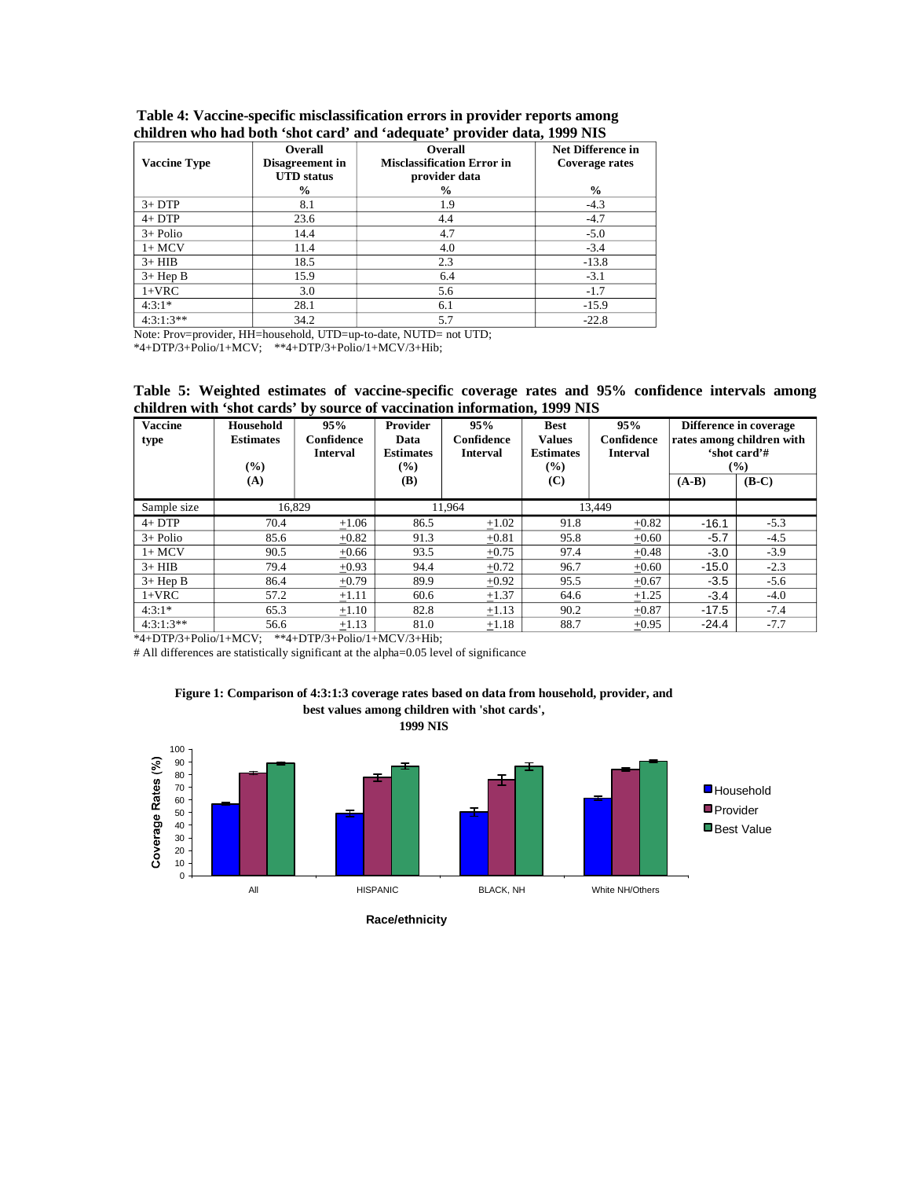**Table 4: Vaccine-specific misclassification errors in provider reports among children who had both 'shot card' and 'adequate' provider data, 1999 NIS**

| Vaccine Type | Overall Disagreement in UTD status % | Overall Misclassification Error in provider data % | Net Difference in Coverage rates % |
|---|---|---|---|
| 3+ DTP | 8.1 | 1.9 | -4.3 |
| 4+ DTP | 23.6 | 4.4 | -4.7 |
| 3+ Polio | 14.4 | 4.7 | -5.0 |
| 1+ MCV | 11.4 | 4.0 | -3.4 |
| 3+ HIB | 18.5 | 2.3 | -13.8 |
| 3+ Hep B | 15.9 | 6.4 | -3.1 |
| 1+VRC | 3.0 | 5.6 | -1.7 |
| 4:3:1* | 28.1 | 6.1 | -15.9 |
| 4:3:1:3** | 34.2 | 5.7 | -22.8 |

Note: Prov=provider, HH=household, UTD=up-to-date, NUTD= not UTD;
*4+DTP/3+Polio/1+MCV; **4+DTP/3+Polio/1+MCV/3+Hib;

**Table 5: Weighted estimates of vaccine-specific coverage rates and 95% confidence intervals among children with 'shot cards' by source of vaccination information, 1999 NIS**

| Vaccine type | Household Estimates (%) (A) | 95% Confidence Interval | Provider Data Estimates (%) (B) | 95% Confidence Interval | Best Values Estimates (%) (C) | 95% Confidence Interval | Difference in coverage rates among children with 'shot card'# (%) | |
|---|---|---|---|---|---|---|---|---|
| | | | | | | | (A-B) | (B-C) |
| Sample size | 16,829 | | 11,964 | | 13,449 | | | |
| 4+ DTP | 70.4 | ±1.06 | 86.5 | ±1.02 | 91.8 | ±0.82 | -16.1 | -5.3 |
| 3+ Polio | 85.6 | ±0.82 | 91.3 | ±0.81 | 95.8 | ±0.60 | -5.7 | -4.5 |
| 1+ MCV | 90.5 | ±0.66 | 93.5 | ±0.75 | 97.4 | ±0.48 | -3.0 | -3.9 |
| 3+ HIB | 79.4 | ±0.93 | 94.4 | ±0.72 | 96.7 | ±0.60 | -15.0 | -2.3 |
| 3+ Hep B | 86.4 | ±0.79 | 89.9 | ±0.92 | 95.5 | ±0.67 | -3.5 | -5.6 |
| 1+VRC | 57.2 | ±1.11 | 60.6 | ±1.37 | 64.6 | ±1.25 | -3.4 | -4.0 |
| 4:3:1* | 65.3 | ±1.10 | 82.8 | ±1.13 | 90.2 | ±0.87 | -17.5 | -7.4 |
| 4:3:1:3** | 56.6 | ±1.13 | 81.0 | ±1.18 | 88.7 | ±0.95 | -24.4 | -7.7 |

*4+DTP/3+Polio/1+MCV; **4+DTP/3+Polio/1+MCV/3+Hib;
# All differences are statistically significant at the alpha=0.05 level of significance

**Figure 1: Comparison of 4:3:1:3 coverage rates based on data from household, provider, and best values among children with 'shot cards', 1999 NIS**

Coverage Rates (%)
0 10 20 30 40 50 60 70 80 90 100
All
HISPANIC
BLACK, NH
White NH/Others
Race/ethnicity
Household
Provider
Best Value